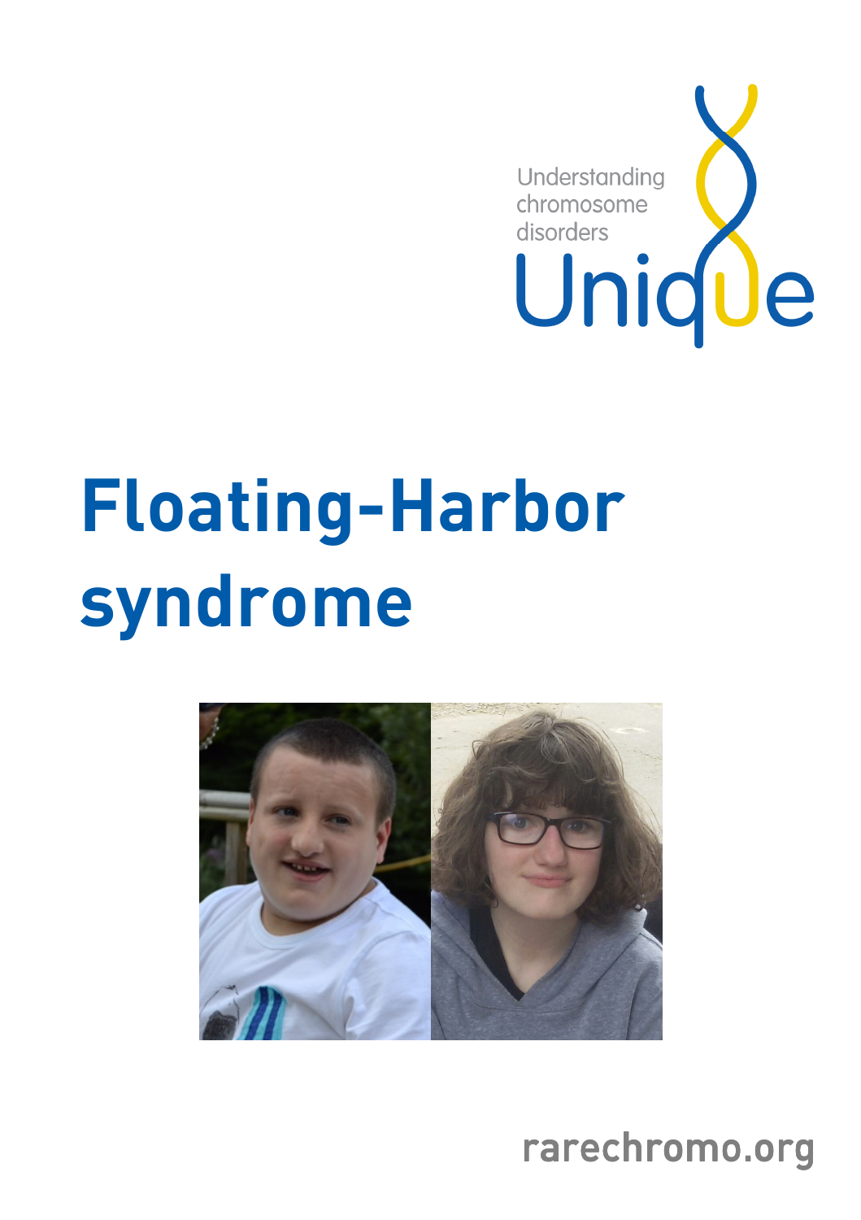Understanding chromosome disorders

Unique

# Floating-Harbor syndrome

rarechromo.org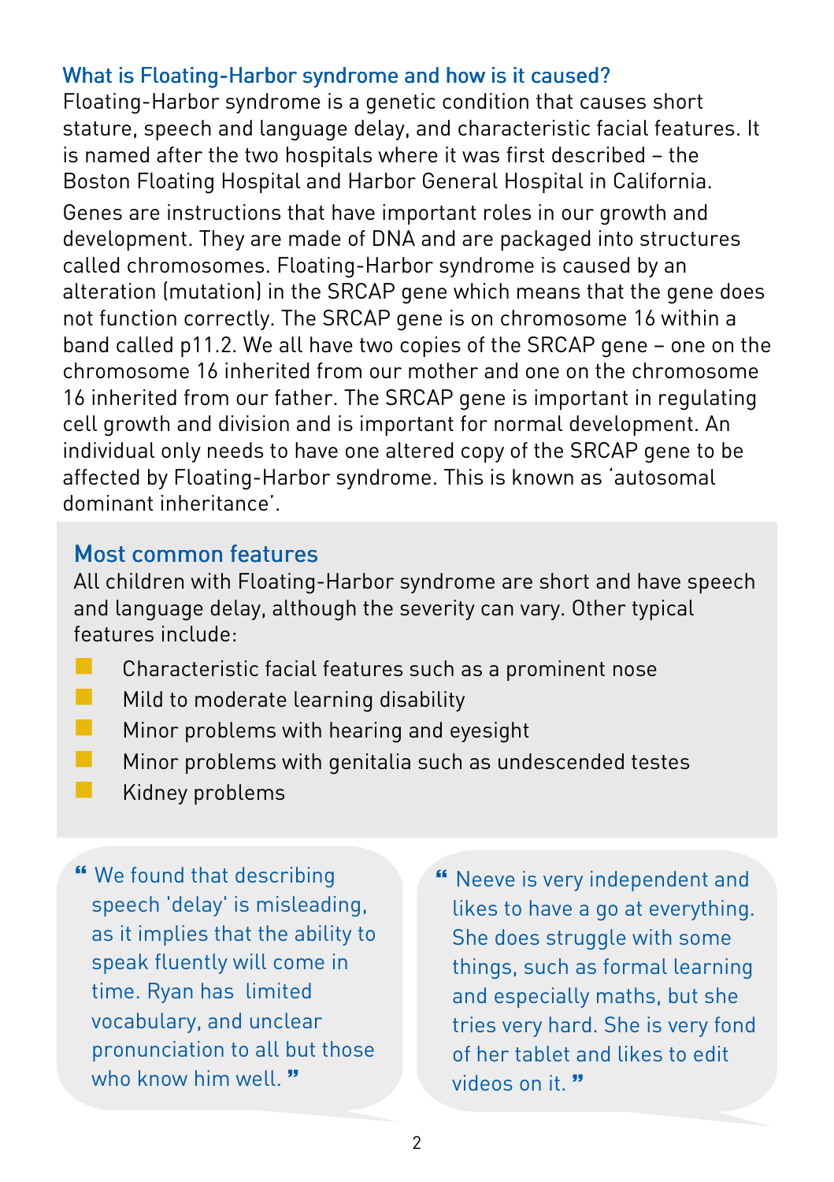## What is Floating-Harbor syndrome and how is it caused?

Floating-Harbor syndrome is a genetic condition that causes short stature, speech and language delay, and characteristic facial features. It is named after the two hospitals where it was first described – the Boston Floating Hospital and Harbor General Hospital in California.

Genes are instructions that have important roles in our growth and development. They are made of DNA and are packaged into structures called chromosomes. Floating-Harbor syndrome is caused by an alteration (mutation) in the SRCAP gene which means that the gene does not function correctly. The SRCAP gene is on chromosome 16 within a band called p11.2. We all have two copies of the SRCAP gene – one on the chromosome 16 inherited from our mother and one on the chromosome 16 inherited from our father. The SRCAP gene is important in regulating cell growth and division and is important for normal development. An individual only needs to have one altered copy of the SRCAP gene to be affected by Floating-Harbor syndrome. This is known as 'autosomal dominant inheritance'.

## Most common features

All children with Floating-Harbor syndrome are short and have speech and language delay, although the severity can vary. Other typical features include:

- Characteristic facial features such as a prominent nose
- Mild to moderate learning disability
- Minor problems with hearing and eyesight
- Minor problems with genitalia such as undescended testes
- Kidney problems

" We found that describing speech 'delay' is misleading, as it implies that the ability to speak fluently will come in time. Ryan has limited vocabulary, and unclear pronunciation to all but those who know him well. "

" Neeve is very independent and likes to have a go at everything. She does struggle with some things, such as formal learning and especially maths, but she tries very hard. She is very fond of her tablet and likes to edit videos on it. "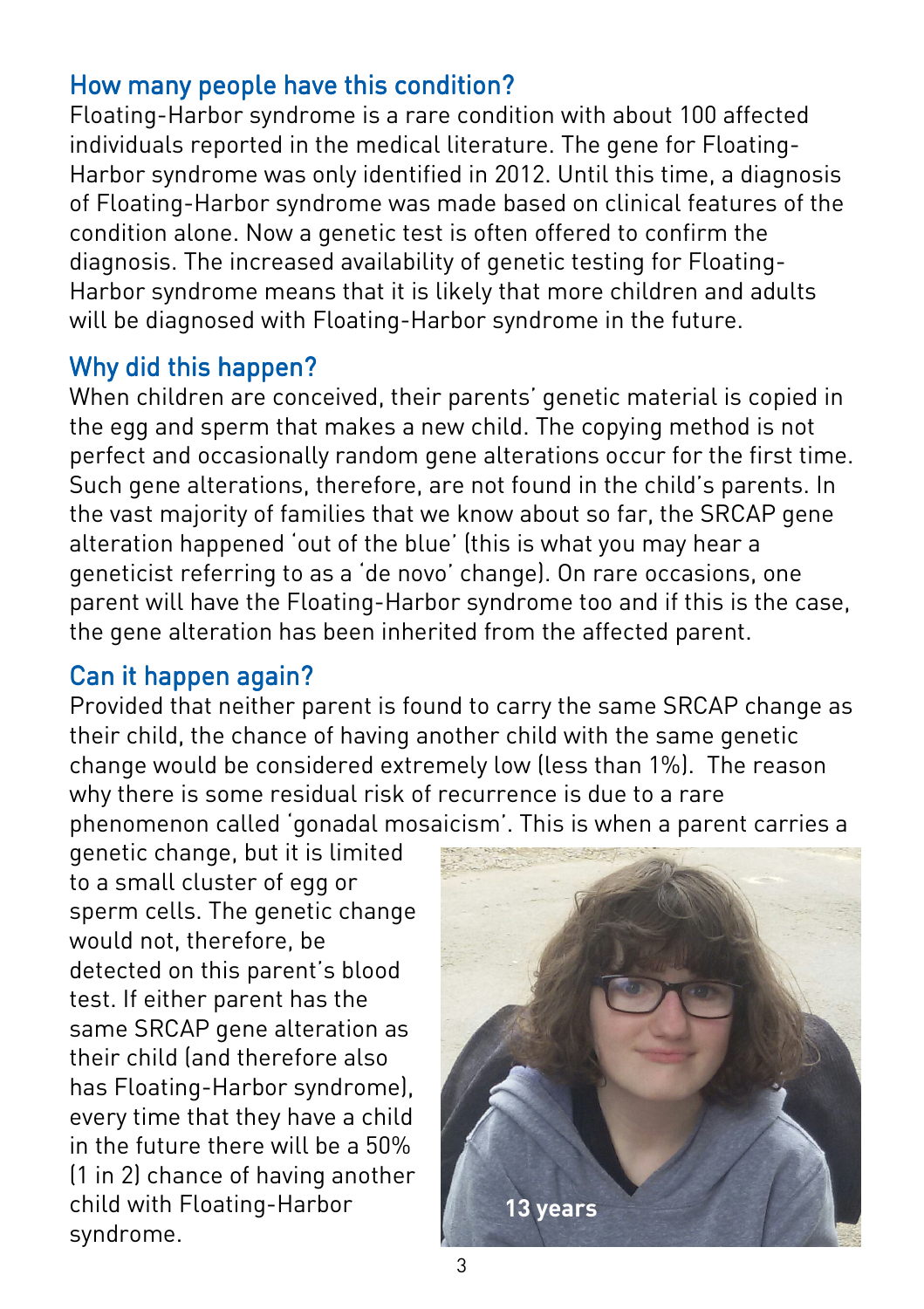## How many people have this condition?

Floating-Harbor syndrome is a rare condition with about 100 affected individuals reported in the medical literature. The gene for Floating-Harbor syndrome was only identified in 2012. Until this time, a diagnosis of Floating-Harbor syndrome was made based on clinical features of the condition alone. Now a genetic test is often offered to confirm the diagnosis. The increased availability of genetic testing for Floating-Harbor syndrome means that it is likely that more children and adults will be diagnosed with Floating-Harbor syndrome in the future.

## Why did this happen?

When children are conceived, their parents' genetic material is copied in the egg and sperm that makes a new child. The copying method is not perfect and occasionally random gene alterations occur for the first time. Such gene alterations, therefore, are not found in the child's parents. In the vast majority of families that we know about so far, the SRCAP gene alteration happened 'out of the blue' (this is what you may hear a geneticist referring to as a 'de novo' change). On rare occasions, one parent will have the Floating-Harbor syndrome too and if this is the case, the gene alteration has been inherited from the affected parent.

## Can it happen again?

Provided that neither parent is found to carry the same SRCAP change as their child, the chance of having another child with the same genetic change would be considered extremely low (less than 1%). The reason why there is some residual risk of recurrence is due to a rare phenomenon called 'gonadal mosaicism'. This is when a parent carries a genetic change, but it is limited to a small cluster of egg or sperm cells. The genetic change would not, therefore, be detected on this parent's blood test. If either parent has the same SRCAP gene alteration as their child (and therefore also has Floating-Harbor syndrome), every time that they have a child in the future there will be a 50% (1 in 2) chance of having another child with Floating-Harbor syndrome.

13 years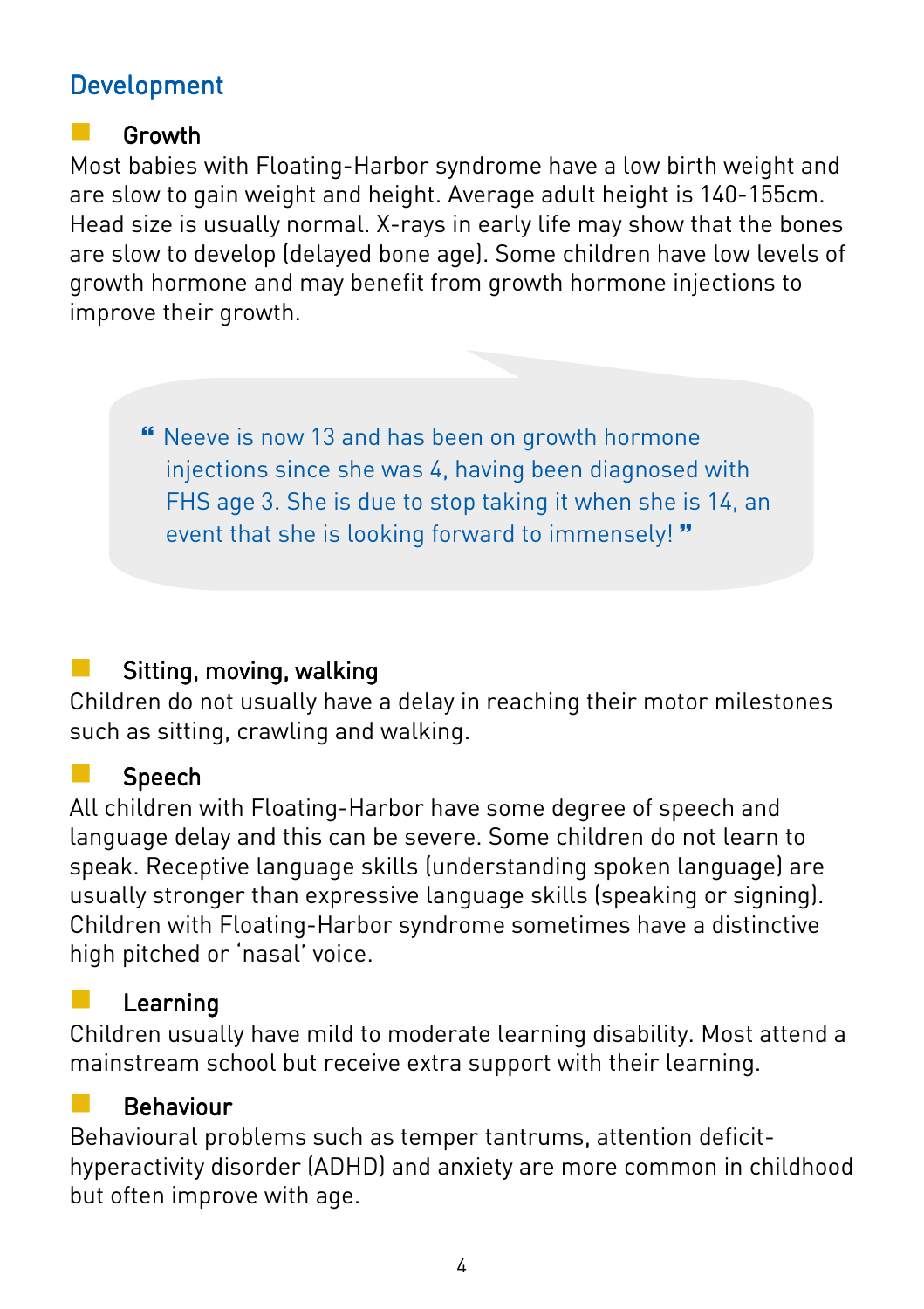## Development

### Growth

Most babies with Floating-Harbor syndrome have a low birth weight and are slow to gain weight and height. Average adult height is 140-155cm. Head size is usually normal. X-rays in early life may show that the bones are slow to develop (delayed bone age). Some children have low levels of growth hormone and may benefit from growth hormone injections to improve their growth.

> “ Neeve is now 13 and has been on growth hormone injections since she was 4, having been diagnosed with FHS age 3. She is due to stop taking it when she is 14, an event that she is looking forward to immensely! ”

### Sitting, moving, walking

Children do not usually have a delay in reaching their motor milestones such as sitting, crawling and walking.

### Speech

All children with Floating-Harbor have some degree of speech and language delay and this can be severe. Some children do not learn to speak. Receptive language skills (understanding spoken language) are usually stronger than expressive language skills (speaking or signing). Children with Floating-Harbor syndrome sometimes have a distinctive high pitched or ‘nasal’ voice.

### Learning

Children usually have mild to moderate learning disability. Most attend a mainstream school but receive extra support with their learning.

### Behaviour

Behavioural problems such as temper tantrums, attention deficit-hyperactivity disorder (ADHD) and anxiety are more common in childhood but often improve with age.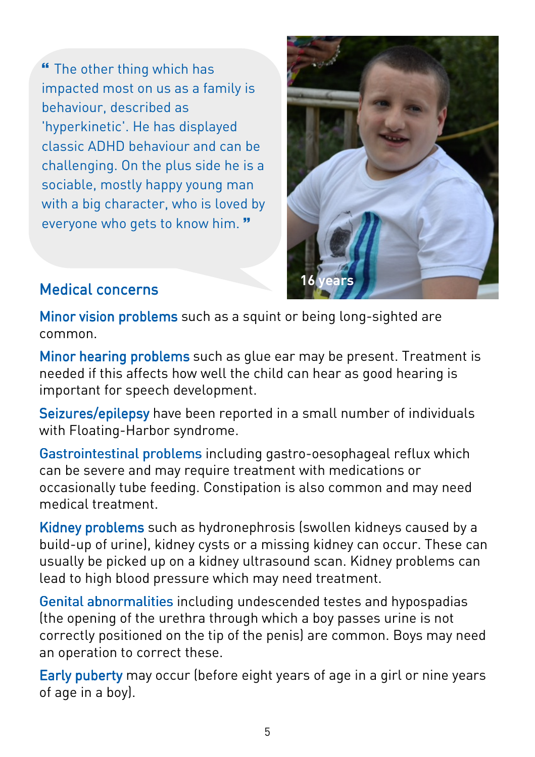> " The other thing which has impacted most on us as a family is behaviour, described as 'hyperkinetic'. He has displayed classic ADHD behaviour and can be challenging. On the plus side he is a sociable, mostly happy young man with a big character, who is loved by everyone who gets to know him. "

16 years

## Medical concerns

**Minor vision problems** such as a squint or being long-sighted are common.

**Minor hearing problems** such as glue ear may be present. Treatment is needed if this affects how well the child can hear as good hearing is important for speech development.

**Seizures/epilepsy** have been reported in a small number of individuals with Floating-Harbor syndrome.

**Gastrointestinal problems** including gastro-oesophageal reflux which can be severe and may require treatment with medications or occasionally tube feeding. Constipation is also common and may need medical treatment.

**Kidney problems** such as hydronephrosis (swollen kidneys caused by a build-up of urine), kidney cysts or a missing kidney can occur. These can usually be picked up on a kidney ultrasound scan. Kidney problems can lead to high blood pressure which may need treatment.

**Genital abnormalities** including undescended testes and hypospadias (the opening of the urethra through which a boy passes urine is not correctly positioned on the tip of the penis) are common. Boys may need an operation to correct these.

**Early puberty** may occur (before eight years of age in a girl or nine years of age in a boy).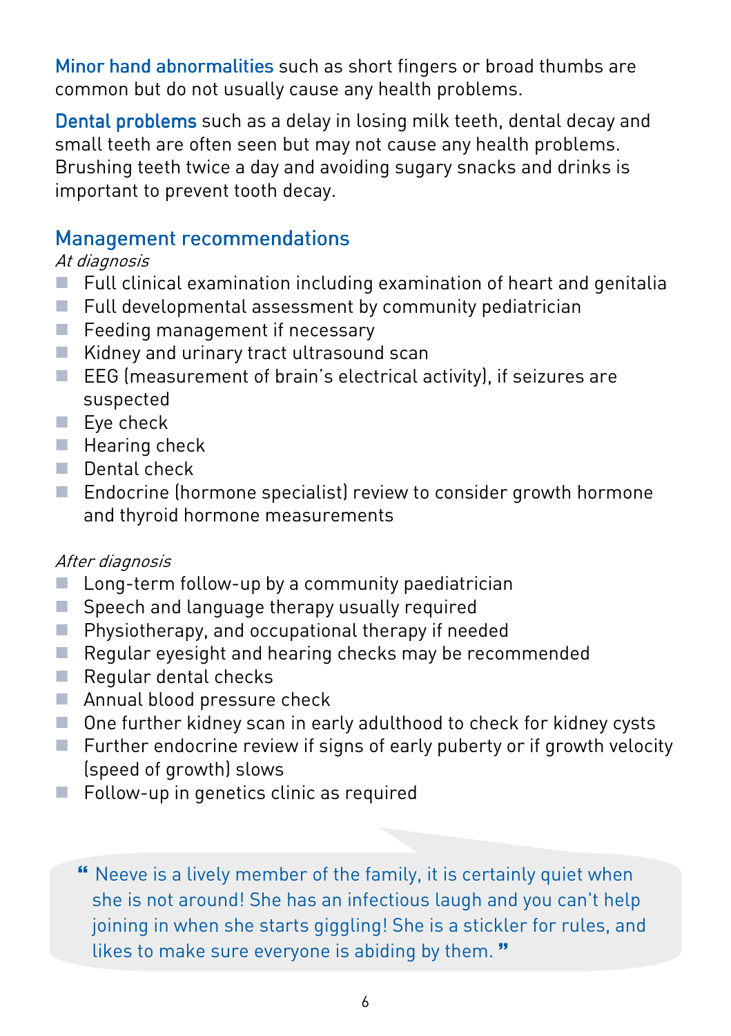**Minor hand abnormalities** such as short fingers or broad thumbs are common but do not usually cause any health problems.

**Dental problems** such as a delay in losing milk teeth, dental decay and small teeth are often seen but may not cause any health problems. Brushing teeth twice a day and avoiding sugary snacks and drinks is important to prevent tooth decay.

## Management recommendations

*At diagnosis*

- Full clinical examination including examination of heart and genitalia
- Full developmental assessment by community pediatrician
- Feeding management if necessary
- Kidney and urinary tract ultrasound scan
- EEG (measurement of brain's electrical activity), if seizures are suspected
- Eye check
- Hearing check
- Dental check
- Endocrine (hormone specialist) review to consider growth hormone and thyroid hormone measurements

*After diagnosis*

- Long-term follow-up by a community paediatrician
- Speech and language therapy usually required
- Physiotherapy, and occupational therapy if needed
- Regular eyesight and hearing checks may be recommended
- Regular dental checks
- Annual blood pressure check
- One further kidney scan in early adulthood to check for kidney cysts
- Further endocrine review if signs of early puberty or if growth velocity (speed of growth) slows
- Follow-up in genetics clinic as required

> “ Neeve is a lively member of the family, it is certainly quiet when she is not around! She has an infectious laugh and you can't help joining in when she starts giggling! She is a stickler for rules, and likes to make sure everyone is abiding by them. ”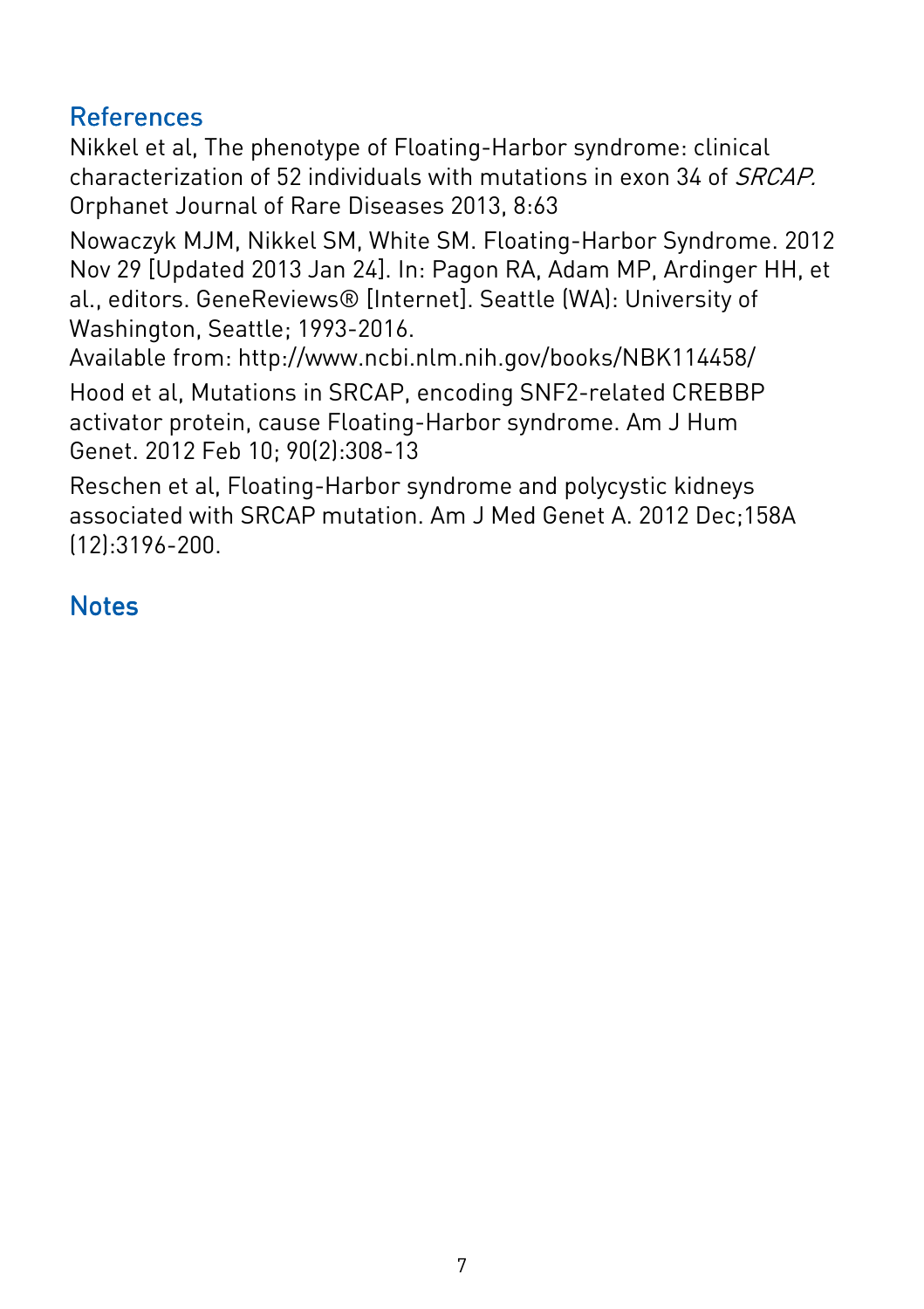## References

Nikkel et al, The phenotype of Floating-Harbor syndrome: clinical characterization of 52 individuals with mutations in exon 34 of *SRCAP.* Orphanet Journal of Rare Diseases 2013, 8:63

Nowaczyk MJM, Nikkel SM, White SM. Floating-Harbor Syndrome. 2012 Nov 29 [Updated 2013 Jan 24]. In: Pagon RA, Adam MP, Ardinger HH, et al., editors. GeneReviews® [Internet]. Seattle (WA): University of Washington, Seattle; 1993-2016.
Available from: http://www.ncbi.nlm.nih.gov/books/NBK114458/

Hood et al, Mutations in SRCAP, encoding SNF2-related CREBBP activator protein, cause Floating-Harbor syndrome. Am J Hum Genet. 2012 Feb 10; 90(2):308-13

Reschen et al, Floating-Harbor syndrome and polycystic kidneys associated with SRCAP mutation. Am J Med Genet A. 2012 Dec;158A (12):3196-200.

## Notes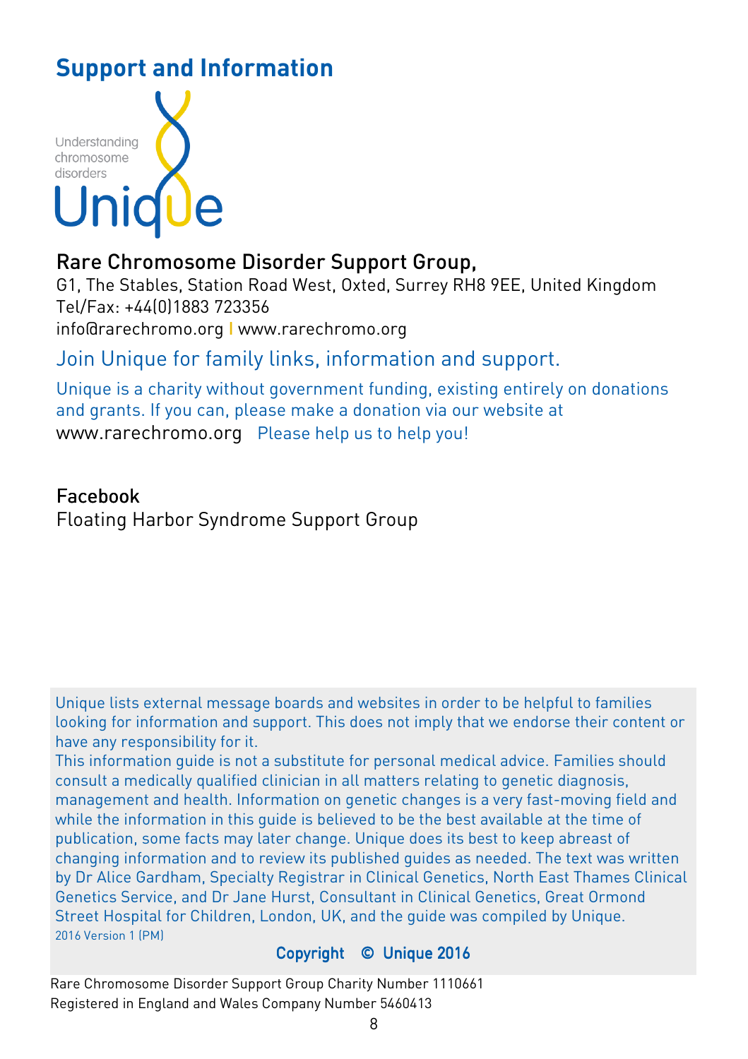## Support and Information

Understanding chromosome disorders

Unique

**Rare Chromosome Disorder Support Group,**

G1, The Stables, Station Road West, Oxted, Surrey RH8 9EE, United Kingdom
Tel/Fax: +44(0)1883 723356
info@rarechromo.org | www.rarechromo.org

Join Unique for family links, information and support.

Unique is a charity without government funding, existing entirely on donations and grants. If you can, please make a donation via our website at www.rarechromo.org Please help us to help you!

**Facebook**
Floating Harbor Syndrome Support Group

Unique lists external message boards and websites in order to be helpful to families looking for information and support. This does not imply that we endorse their content or have any responsibility for it.
This information guide is not a substitute for personal medical advice. Families should consult a medically qualified clinician in all matters relating to genetic diagnosis, management and health. Information on genetic changes is a very fast-moving field and while the information in this guide is believed to be the best available at the time of publication, some facts may later change. Unique does its best to keep abreast of changing information and to review its published guides as needed. The text was written by Dr Alice Gardham, Specialty Registrar in Clinical Genetics, North East Thames Clinical Genetics Service, and Dr Jane Hurst, Consultant in Clinical Genetics, Great Ormond Street Hospital for Children, London, UK, and the guide was compiled by Unique.
2016 Version 1 (PM)

**Copyright © Unique 2016**

Rare Chromosome Disorder Support Group Charity Number 1110661
Registered in England and Wales Company Number 5460413